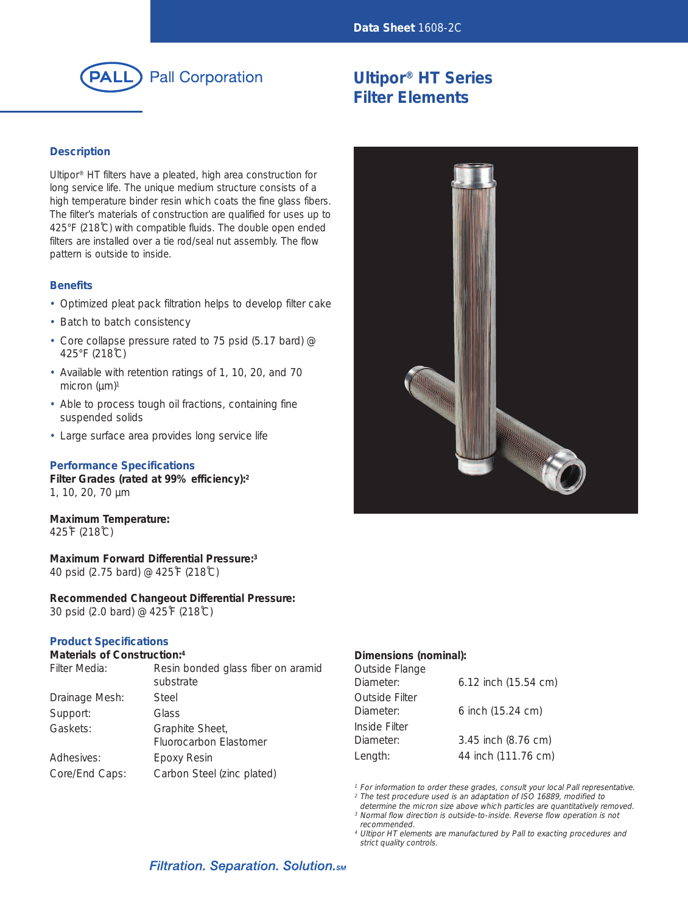Data Sheet 1608-2C

Pall Corporation

# Ultipor® HT Series Filter Elements

## Description

Ultipor® HT filters have a pleated, high area construction for long service life. The unique medium structure consists of a high temperature binder resin which coats the fine glass fibers. The filter's materials of construction are qualified for uses up to 425°F (218℃) with compatible fluids. The double open ended filters are installed over a tie rod/seal nut assembly. The flow pattern is outside to inside.

## Benefits

- Optimized pleat pack filtration helps to develop filter cake
- Batch to batch consistency
- Core collapse pressure rated to 75 psid (5.17 bard) @ 425°F (218℃)
- Available with retention ratings of 1, 10, 20, and 70 micron (µm)[1]
- Able to process tough oil fractions, containing fine suspended solids
- Large surface area provides long service life

## Performance Specifications

**Filter Grades (rated at 99% efficiency):[2]**
1, 10, 20, 70 µm

**Maximum Temperature:**
425℉ (218℃)

**Maximum Forward Differential Pressure:[3]**
40 psid (2.75 bard) @ 425℉ (218℃)

**Recommended Changeout Differential Pressure:**
30 psid (2.0 bard) @ 425℉ (218℃)

## Product Specifications

**Materials of Construction:[4]**

| | |
|---|---|
| Filter Media: | Resin bonded glass fiber on aramid substrate |
| Drainage Mesh: | Steel |
| Support: | Glass |
| Gaskets: | Graphite Sheet, Fluorocarbon Elastomer |
| Adhesives: | Epoxy Resin |
| Core/End Caps: | Carbon Steel (zinc plated) |

**Dimensions (nominal):**

| | |
|---|---|
| Outside Flange Diameter: | 6.12 inch (15.54 cm) |
| Outside Filter Diameter: | 6 inch (15.24 cm) |
| Inside Filter Diameter: | 3.45 inch (8.76 cm) |
| Length: | 44 inch (111.76 cm) |

*[1] For information to order these grades, consult your local Pall representative.*
*[2] The test procedure used is an adaptation of ISO 16889, modified to determine the micron size above which particles are quantitatively removed.*
*[3] Normal flow direction is outside-to-inside. Reverse flow operation is not recommended.*
*[4] Ultipor HT elements are manufactured by Pall to exacting procedures and strict quality controls.*

*Filtration. Separation. Solution.SM*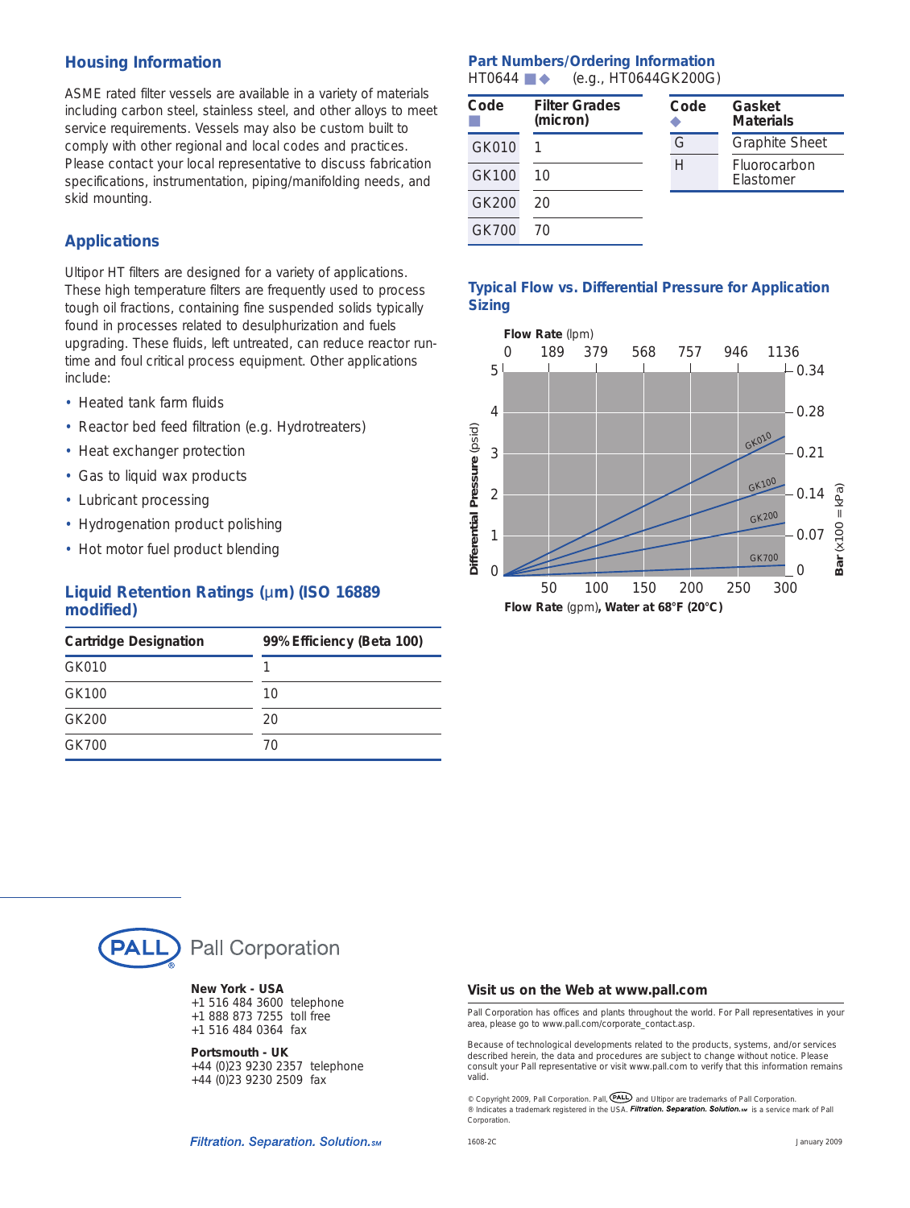## Housing Information

ASME rated filter vessels are available in a variety of materials including carbon steel, stainless steel, and other alloys to meet service requirements. Vessels may also be custom built to comply with other regional and local codes and practices. Please contact your local representative to discuss fabrication specifications, instrumentation, piping/manifolding needs, and skid mounting.

## Applications

Ultipor HT filters are designed for a variety of applications. These high temperature filters are frequently used to process tough oil fractions, containing fine suspended solids typically found in processes related to desulphurization and fuels upgrading. These fluids, left untreated, can reduce reactor run-time and foul critical process equipment. Other applications include:

- Heated tank farm fluids
- Reactor bed feed filtration (e.g. Hydrotreaters)
- Heat exchanger protection
- Gas to liquid wax products
- Lubricant processing
- Hydrogenation product polishing
- Hot motor fuel product blending

## Liquid Retention Ratings (µm) (ISO 16889 modified)

| Cartridge Designation | 99% Efficiency (Beta 100) |
|---|---|
| GK010 | 1 |
| GK100 | 10 |
| GK200 | 20 |
| GK700 | 70 |

## Part Numbers/Ordering Information

HT0644 ■ ◆ (e.g., HT0644GK200G)

| Code ■ | Filter Grades (micron) |
|---|---|
| GK010 | 1 |
| GK100 | 10 |
| GK200 | 20 |
| GK700 | 70 |

| Code ◆ | Gasket Materials |
|---|---|
| G | Graphite Sheet |
| H | Fluorocarbon Elastomer |

## Typical Flow vs. Differential Pressure for Application Sizing

Flow Rate (lpm)
0 189 379 568 757 946 1136

Differential Pressure (psid)
0 1 2 3 4 5

Bar (x100 = kPa)
0 0.07 0.14 0.21 0.28 0.34

GK010
GK100
GK200
GK700

50 100 150 200 250 300
Flow Rate (gpm), Water at 68°F (20°C)

Pall Corporation

**New York - USA**
+1 516 484 3600 telephone
+1 888 873 7255 toll free
+1 516 484 0364 fax

**Portsmouth - UK**
+44 (0)23 9230 2357 telephone
+44 (0)23 9230 2509 fax

### Visit us on the Web at www.pall.com

Pall Corporation has offices and plants throughout the world. For Pall representatives in your area, please go to www.pall.com/corporate_contact.asp.

Because of technological developments related to the products, systems, and/or services described herein, the data and procedures are subject to change without notice. Please consult your Pall representative or visit www.pall.com to verify that this information remains valid.

© Copyright 2009, Pall Corporation. Pall, PALL and Ultipor are trademarks of Pall Corporation. ® Indicates a trademark registered in the USA. *Filtration. Separation. Solution.SM* is a service mark of Pall Corporation.

*Filtration. Separation. Solution.SM*

1608-2C

January 2009